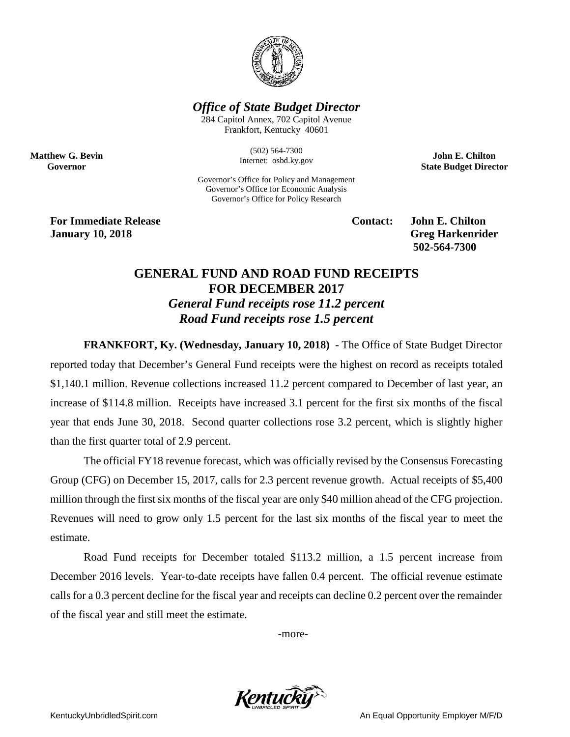## *Office of State Budget Director*

284 Capitol Annex, 702 Capitol Avenue
Frankfort, Kentucky 40601

(502) 564-7300
Internet: osbd.ky.gov

Governor's Office for Policy and Management
Governor's Office for Economic Analysis
Governor's Office for Policy Research

**Matthew G. Bevin**
**Governor**

**John E. Chilton**
**State Budget Director**

**For Immediate Release**
**January 10, 2018**

**Contact: John E. Chilton**
**Greg Harkenrider**
**502-564-7300**

# GENERAL FUND AND ROAD FUND RECEIPTS FOR DECEMBER 2017

### *General Fund receipts rose 11.2 percent*
### *Road Fund receipts rose 1.5 percent*

**FRANKFORT, Ky. (Wednesday, January 10, 2018)** - The Office of State Budget Director reported today that December's General Fund receipts were the highest on record as receipts totaled $1,140.1 million. Revenue collections increased 11.2 percent compared to December of last year, an increase of $114.8 million. Receipts have increased 3.1 percent for the first six months of the fiscal year that ends June 30, 2018. Second quarter collections rose 3.2 percent, which is slightly higher than the first quarter total of 2.9 percent.

The official FY18 revenue forecast, which was officially revised by the Consensus Forecasting Group (CFG) on December 15, 2017, calls for 2.3 percent revenue growth. Actual receipts of $5,400 million through the first six months of the fiscal year are only $40 million ahead of the CFG projection. Revenues will need to grow only 1.5 percent for the last six months of the fiscal year to meet the estimate.

Road Fund receipts for December totaled $113.2 million, a 1.5 percent increase from December 2016 levels. Year-to-date receipts have fallen 0.4 percent. The official revenue estimate calls for a 0.3 percent decline for the fiscal year and receipts can decline 0.2 percent over the remainder of the fiscal year and still meet the estimate.

-more-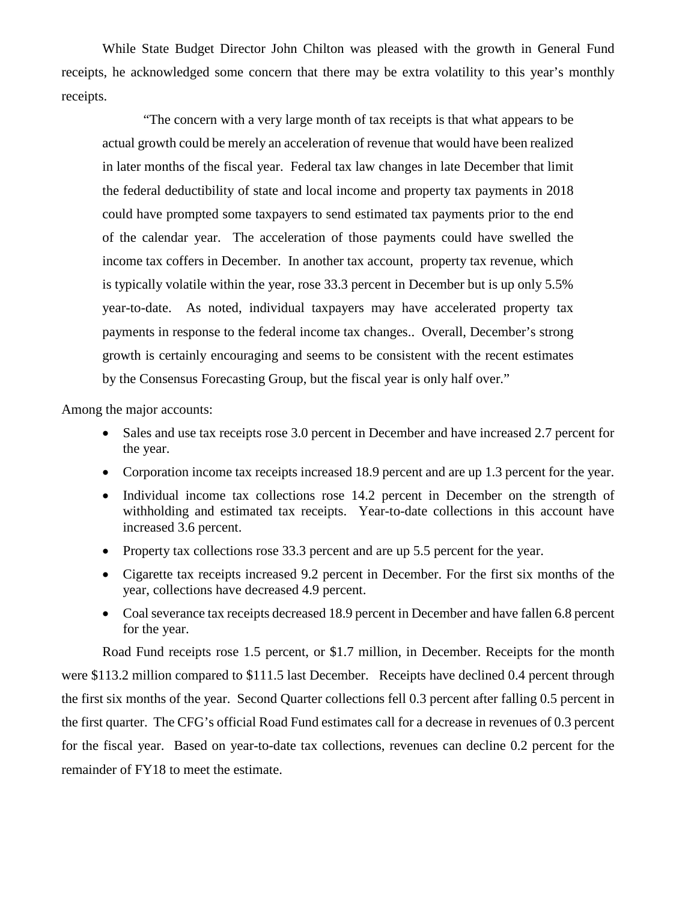While State Budget Director John Chilton was pleased with the growth in General Fund receipts, he acknowledged some concern that there may be extra volatility to this year's monthly receipts.

> "The concern with a very large month of tax receipts is that what appears to be actual growth could be merely an acceleration of revenue that would have been realized in later months of the fiscal year. Federal tax law changes in late December that limit the federal deductibility of state and local income and property tax payments in 2018 could have prompted some taxpayers to send estimated tax payments prior to the end of the calendar year. The acceleration of those payments could have swelled the income tax coffers in December. In another tax account, property tax revenue, which is typically volatile within the year, rose 33.3 percent in December but is up only 5.5% year-to-date. As noted, individual taxpayers may have accelerated property tax payments in response to the federal income tax changes.. Overall, December's strong growth is certainly encouraging and seems to be consistent with the recent estimates by the Consensus Forecasting Group, but the fiscal year is only half over."

Among the major accounts:

- Sales and use tax receipts rose 3.0 percent in December and have increased 2.7 percent for the year.
- Corporation income tax receipts increased 18.9 percent and are up 1.3 percent for the year.
- Individual income tax collections rose 14.2 percent in December on the strength of withholding and estimated tax receipts. Year-to-date collections in this account have increased 3.6 percent.
- Property tax collections rose 33.3 percent and are up 5.5 percent for the year.
- Cigarette tax receipts increased 9.2 percent in December. For the first six months of the year, collections have decreased 4.9 percent.
- Coal severance tax receipts decreased 18.9 percent in December and have fallen 6.8 percent for the year.

Road Fund receipts rose 1.5 percent, or $1.7 million, in December. Receipts for the month were $113.2 million compared to $111.5 last December. Receipts have declined 0.4 percent through the first six months of the year. Second Quarter collections fell 0.3 percent after falling 0.5 percent in the first quarter. The CFG's official Road Fund estimates call for a decrease in revenues of 0.3 percent for the fiscal year. Based on year-to-date tax collections, revenues can decline 0.2 percent for the remainder of FY18 to meet the estimate.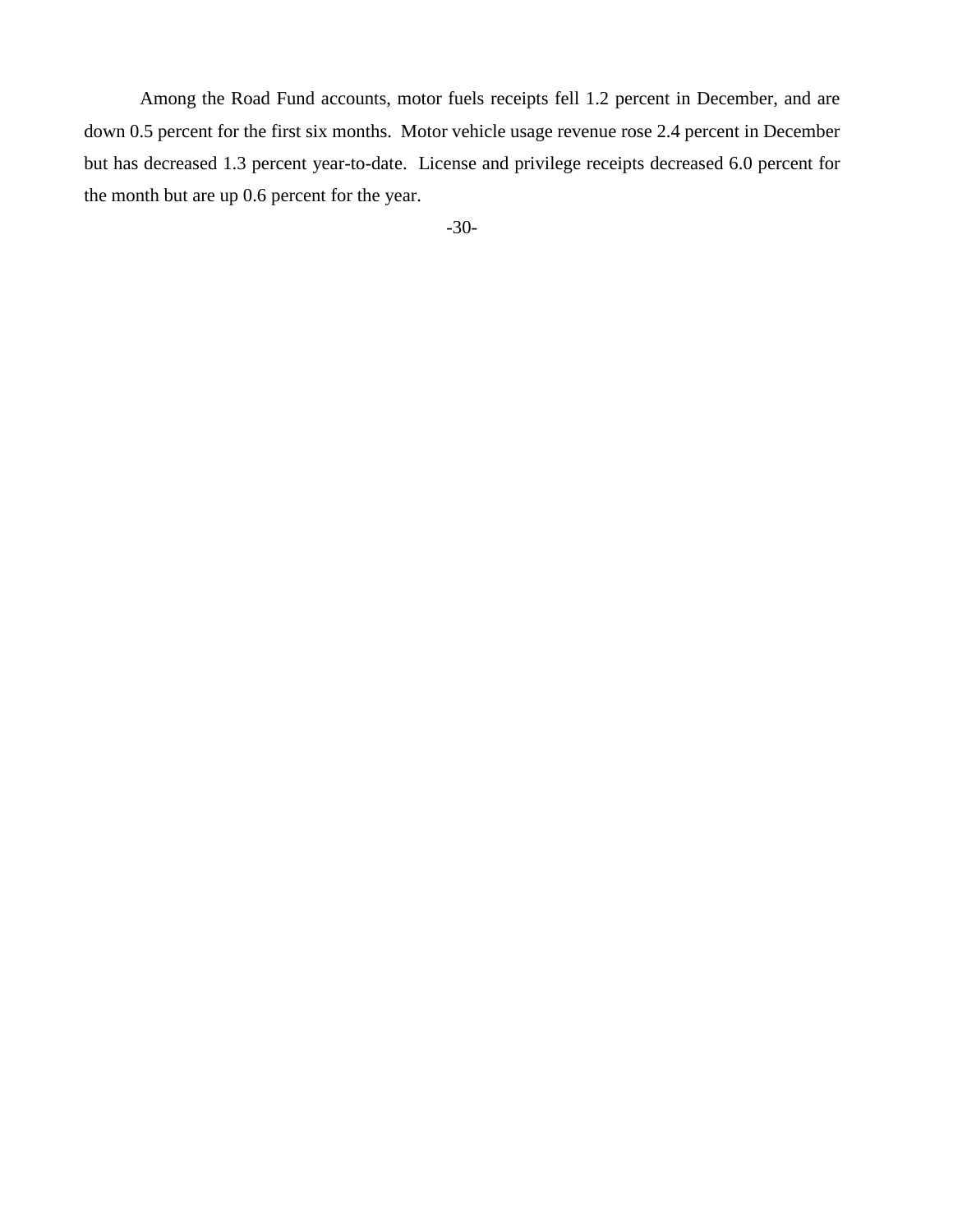Among the Road Fund accounts, motor fuels receipts fell 1.2 percent in December, and are down 0.5 percent for the first six months. Motor vehicle usage revenue rose 2.4 percent in December but has decreased 1.3 percent year-to-date. License and privilege receipts decreased 6.0 percent for the month but are up 0.6 percent for the year.

-30-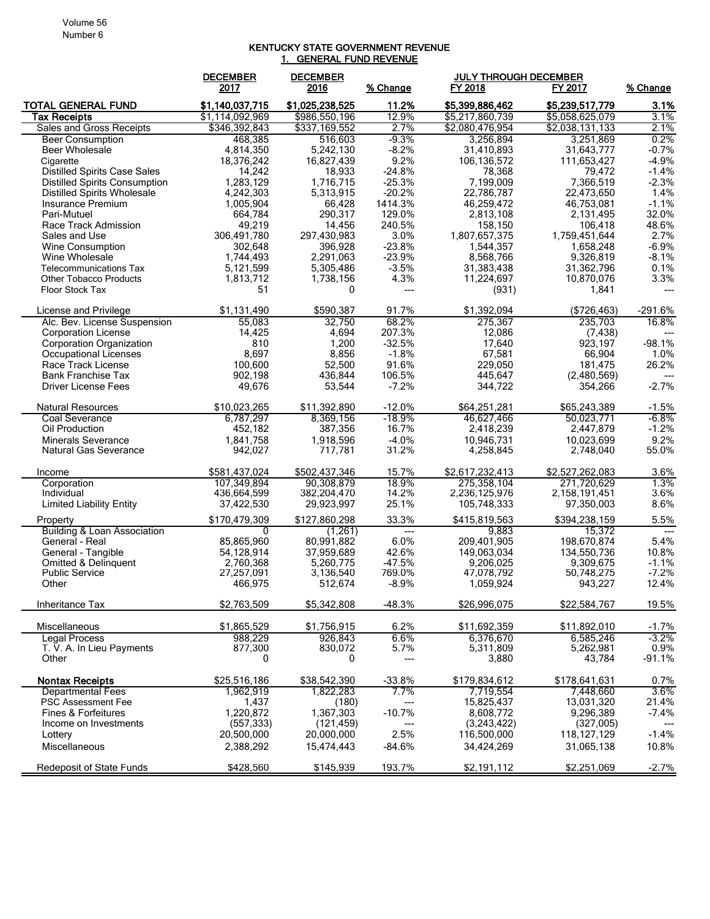# KENTUCKY STATE GOVERNMENT REVENUE

## 1. GENERAL FUND REVENUE

| | DECEMBER 2017 | DECEMBER 2016 | % Change | JULY THROUGH DECEMBER FY 2018 | FY 2017 | % Change |
|---|---|---|---|---|---|---|
| **TOTAL GENERAL FUND** | **$1,140,037,715** | **$1,025,238,525** | **11.2%** | **$5,399,886,462** | **$5,239,517,779** | **3.1%** |
| **Tax Receipts** | $1,114,092,969 | $986,550,196 | 12.9% | $5,217,860,739 | $5,058,625,079 | 3.1% |
| Sales and Gross Receipts | $346,392,843 | $337,169,552 | 2.7% | $2,080,476,954 | $2,038,131,133 | 2.1% |
| Beer Consumption | 468,385 | 516,603 | -9.3% | 3,256,894 | 3,251,869 | 0.2% |
| Beer Wholesale | 4,814,350 | 5,242,130 | -8.2% | 31,410,893 | 31,643,777 | -0.7% |
| Cigarette | 18,376,242 | 16,827,439 | 9.2% | 106,136,572 | 111,653,427 | -4.9% |
| Distilled Spirits Case Sales | 14,242 | 18,933 | -24.8% | 78,368 | 79,472 | -1.4% |
| Distilled Spirits Consumption | 1,283,129 | 1,716,715 | -25.3% | 7,199,009 | 7,366,519 | -2.3% |
| Distilled Spirits Wholesale | 4,242,303 | 5,313,915 | -20.2% | 22,786,787 | 22,473,650 | 1.4% |
| Insurance Premium | 1,005,904 | 66,428 | 1414.3% | 46,259,472 | 46,753,081 | -1.1% |
| Pari-Mutuel | 664,784 | 290,317 | 129.0% | 2,813,108 | 2,131,495 | 32.0% |
| Race Track Admission | 49,219 | 14,456 | 240.5% | 158,150 | 106,418 | 48.6% |
| Sales and Use | 306,491,780 | 297,430,983 | 3.0% | 1,807,657,375 | 1,759,451,644 | 2.7% |
| Wine Consumption | 302,648 | 396,928 | -23.8% | 1,544,357 | 1,658,248 | -6.9% |
| Wine Wholesale | 1,744,493 | 2,291,063 | -23.9% | 8,568,766 | 9,326,819 | -8.1% |
| Telecommunications Tax | 5,121,599 | 5,305,486 | -3.5% | 31,383,438 | 31,362,796 | 0.1% |
| Other Tobacco Products | 1,813,712 | 1,738,156 | 4.3% | 11,224,697 | 10,870,076 | 3.3% |
| Floor Stock Tax | 51 | 0 | --- | (931) | 1,841 | --- |
| License and Privilege | $1,131,490 | $590,387 | 91.7% | $1,392,094 | ($726,463) | -291.6% |
| Alc. Bev. License Suspension | 55,083 | 32,750 | 68.2% | 275,367 | 235,703 | 16.8% |
| Corporation License | 14,425 | 4,694 | 207.3% | 12,086 | (7,438) | --- |
| Corporation Organization | 810 | 1,200 | -32.5% | 17,640 | 923,197 | -98.1% |
| Occupational Licenses | 8,697 | 8,856 | -1.8% | 67,581 | 66,904 | 1.0% |
| Race Track License | 100,600 | 52,500 | 91.6% | 229,050 | 181,475 | 26.2% |
| Bank Franchise Tax | 902,198 | 436,844 | 106.5% | 445,647 | (2,480,569) | --- |
| Driver License Fees | 49,676 | 53,544 | -7.2% | 344,722 | 354,266 | -2.7% |
| Natural Resources | $10,023,265 | $11,392,890 | -12.0% | $64,251,281 | $65,243,389 | -1.5% |
| Coal Severance | 6,787,297 | 8,369,156 | -18.9% | 46,627,466 | 50,023,771 | -6.8% |
| Oil Production | 452,182 | 387,356 | 16.7% | 2,418,239 | 2,447,879 | -1.2% |
| Minerals Severance | 1,841,758 | 1,918,596 | -4.0% | 10,946,731 | 10,023,699 | 9.2% |
| Natural Gas Severance | 942,027 | 717,781 | 31.2% | 4,258,845 | 2,748,040 | 55.0% |
| Income | $581,437,024 | $502,437,346 | 15.7% | $2,617,232,413 | $2,527,262,083 | 3.6% |
| Corporation | 107,349,894 | 90,308,879 | 18.9% | 275,358,104 | 271,720,629 | 1.3% |
| Individual | 436,664,599 | 382,204,470 | 14.2% | 2,236,125,976 | 2,158,191,451 | 3.6% |
| Limited Liability Entity | 37,422,530 | 29,923,997 | 25.1% | 105,748,333 | 97,350,003 | 8.6% |
| Property | $170,479,309 | $127,860,298 | 33.3% | $415,819,563 | $394,238,159 | 5.5% |
| Building & Loan Association | 0 | (1,261) | --- | 9,883 | 15,372 | --- |
| General - Real | 85,865,960 | 80,991,882 | 6.0% | 209,401,905 | 198,670,874 | 5.4% |
| General - Tangible | 54,128,914 | 37,959,689 | 42.6% | 149,063,034 | 134,550,736 | 10.8% |
| Omitted & Delinquent | 2,760,368 | 5,260,775 | -47.5% | 9,206,025 | 9,309,675 | -1.1% |
| Public Service | 27,257,091 | 3,136,540 | 769.0% | 47,078,792 | 50,748,275 | -7.2% |
| Other | 466,975 | 512,674 | -8.9% | 1,059,924 | 943,227 | 12.4% |
| Inheritance Tax | $2,763,509 | $5,342,808 | -48.3% | $26,996,075 | $22,584,767 | 19.5% |
| Miscellaneous | $1,865,529 | $1,756,915 | 6.2% | $11,692,359 | $11,892,010 | -1.7% |
| Legal Process | 988,229 | 926,843 | 6.6% | 6,376,670 | 6,585,246 | -3.2% |
| T. V. A. In Lieu Payments | 877,300 | 830,072 | 5.7% | 5,311,809 | 5,262,981 | 0.9% |
| Other | 0 | 0 | --- | 3,880 | 43,784 | -91.1% |
| **Nontax Receipts** | $25,516,186 | $38,542,390 | -33.8% | $179,834,612 | $178,641,631 | 0.7% |
| Departmental Fees | 1,962,919 | 1,822,283 | 7.7% | 7,719,554 | 7,448,660 | 3.6% |
| PSC Assessment Fee | 1,437 | (180) | --- | 15,825,437 | 13,031,320 | 21.4% |
| Fines & Forfeitures | 1,220,872 | 1,367,303 | -10.7% | 8,608,772 | 9,296,389 | -7.4% |
| Income on Investments | (557,333) | (121,459) | --- | (3,243,422) | (327,005) | --- |
| Lottery | 20,500,000 | 20,000,000 | 2.5% | 116,500,000 | 118,127,129 | -1.4% |
| Miscellaneous | 2,388,292 | 15,474,443 | -84.6% | 34,424,269 | 31,065,138 | 10.8% |
| Redeposit of State Funds | $428,560 | $145,939 | 193.7% | $2,191,112 | $2,251,069 | -2.7% |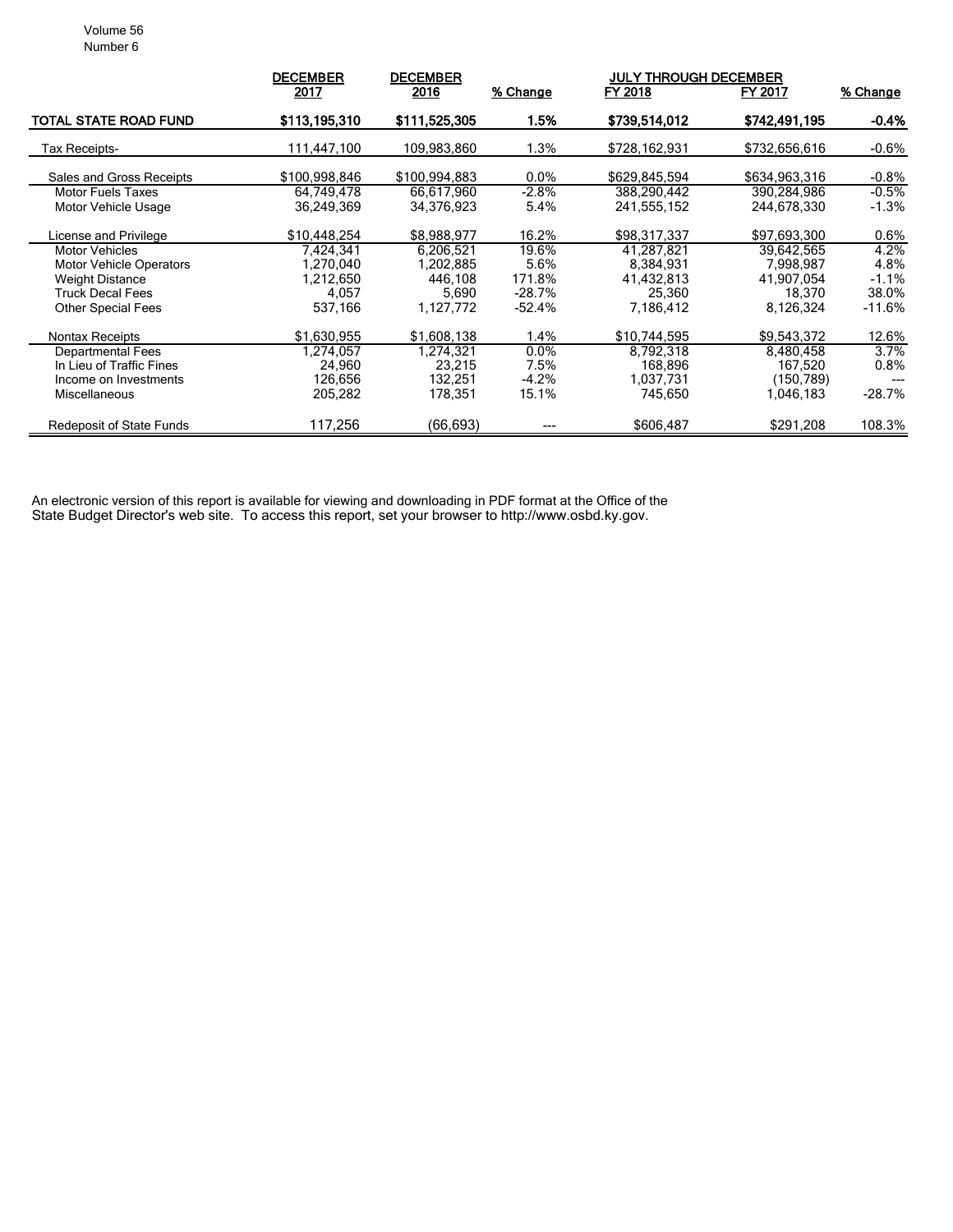| | DECEMBER 2017 | DECEMBER 2016 | % Change | JULY THROUGH DECEMBER FY 2018 | FY 2017 | % Change |
|---|---|---|---|---|---|---|
| **TOTAL STATE ROAD FUND** | **$113,195,310** | **$111,525,305** | **1.5%** | **$739,514,012** | **$742,491,195** | **-0.4%** |
| Tax Receipts- | 111,447,100 | 109,983,860 | 1.3% | $728,162,931 | $732,656,616 | -0.6% |
| Sales and Gross Receipts | $100,998,846 | $100,994,883 | 0.0% | $629,845,594 | $634,963,316 | -0.8% |
| Motor Fuels Taxes | 64,749,478 | 66,617,960 | -2.8% | 388,290,442 | 390,284,986 | -0.5% |
| Motor Vehicle Usage | 36,249,369 | 34,376,923 | 5.4% | 241,555,152 | 244,678,330 | -1.3% |
| License and Privilege | $10,448,254 | $8,988,977 | 16.2% | $98,317,337 | $97,693,300 | 0.6% |
| Motor Vehicles | 7,424,341 | 6,206,521 | 19.6% | 41,287,821 | 39,642,565 | 4.2% |
| Motor Vehicle Operators | 1,270,040 | 1,202,885 | 5.6% | 8,384,931 | 7,998,987 | 4.8% |
| Weight Distance | 1,212,650 | 446,108 | 171.8% | 41,432,813 | 41,907,054 | -1.1% |
| Truck Decal Fees | 4,057 | 5,690 | -28.7% | 25,360 | 18,370 | 38.0% |
| Other Special Fees | 537,166 | 1,127,772 | -52.4% | 7,186,412 | 8,126,324 | -11.6% |
| Nontax Receipts | $1,630,955 | $1,608,138 | 1.4% | $10,744,595 | $9,543,372 | 12.6% |
| Departmental Fees | 1,274,057 | 1,274,321 | 0.0% | 8,792,318 | 8,480,458 | 3.7% |
| In Lieu of Traffic Fines | 24,960 | 23,215 | 7.5% | 168,896 | 167,520 | 0.8% |
| Income on Investments | 126,656 | 132,251 | -4.2% | 1,037,731 | (150,789) | --- |
| Miscellaneous | 205,282 | 178,351 | 15.1% | 745,650 | 1,046,183 | -28.7% |
| Redeposit of State Funds | 117,256 | (66,693) | --- | $606,487 | $291,208 | 108.3% |

An electronic version of this report is available for viewing and downloading in PDF format at the Office of the State Budget Director's web site. To access this report, set your browser to http://www.osbd.ky.gov.